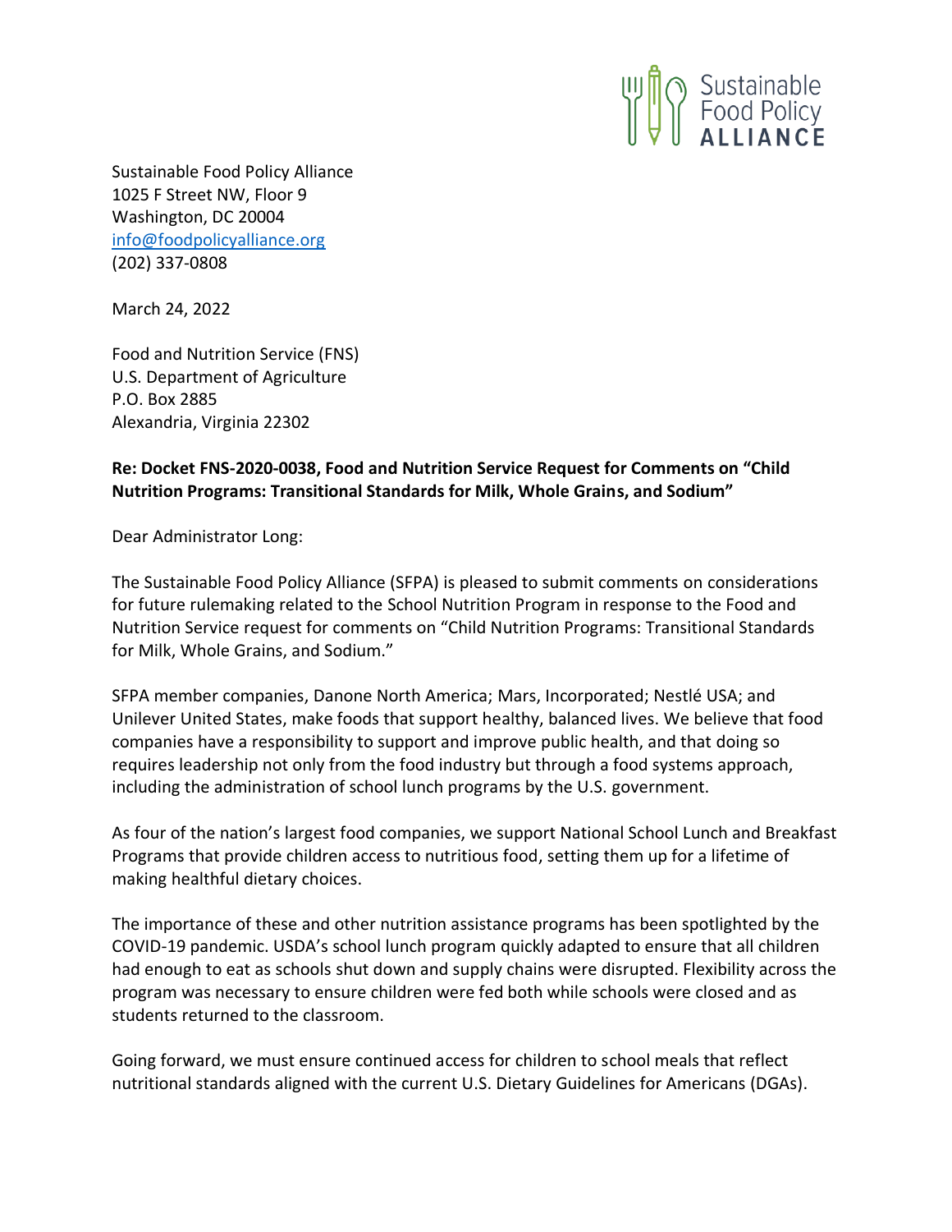Sustainable Food Policy ALLIANCE

Sustainable Food Policy Alliance
1025 F Street NW, Floor 9
Washington, DC 20004
info@foodpolicyalliance.org
(202) 337-0808

March 24, 2022

Food and Nutrition Service (FNS)
U.S. Department of Agriculture
P.O. Box 2885
Alexandria, Virginia 22302

**Re: Docket FNS-2020-0038, Food and Nutrition Service Request for Comments on "Child Nutrition Programs: Transitional Standards for Milk, Whole Grains, and Sodium"**

Dear Administrator Long:

The Sustainable Food Policy Alliance (SFPA) is pleased to submit comments on considerations for future rulemaking related to the School Nutrition Program in response to the Food and Nutrition Service request for comments on "Child Nutrition Programs: Transitional Standards for Milk, Whole Grains, and Sodium."

SFPA member companies, Danone North America; Mars, Incorporated; Nestlé USA; and Unilever United States, make foods that support healthy, balanced lives. We believe that food companies have a responsibility to support and improve public health, and that doing so requires leadership not only from the food industry but through a food systems approach, including the administration of school lunch programs by the U.S. government.

As four of the nation's largest food companies, we support National School Lunch and Breakfast Programs that provide children access to nutritious food, setting them up for a lifetime of making healthful dietary choices.

The importance of these and other nutrition assistance programs has been spotlighted by the COVID-19 pandemic. USDA's school lunch program quickly adapted to ensure that all children had enough to eat as schools shut down and supply chains were disrupted. Flexibility across the program was necessary to ensure children were fed both while schools were closed and as students returned to the classroom.

Going forward, we must ensure continued access for children to school meals that reflect nutritional standards aligned with the current U.S. Dietary Guidelines for Americans (DGAs).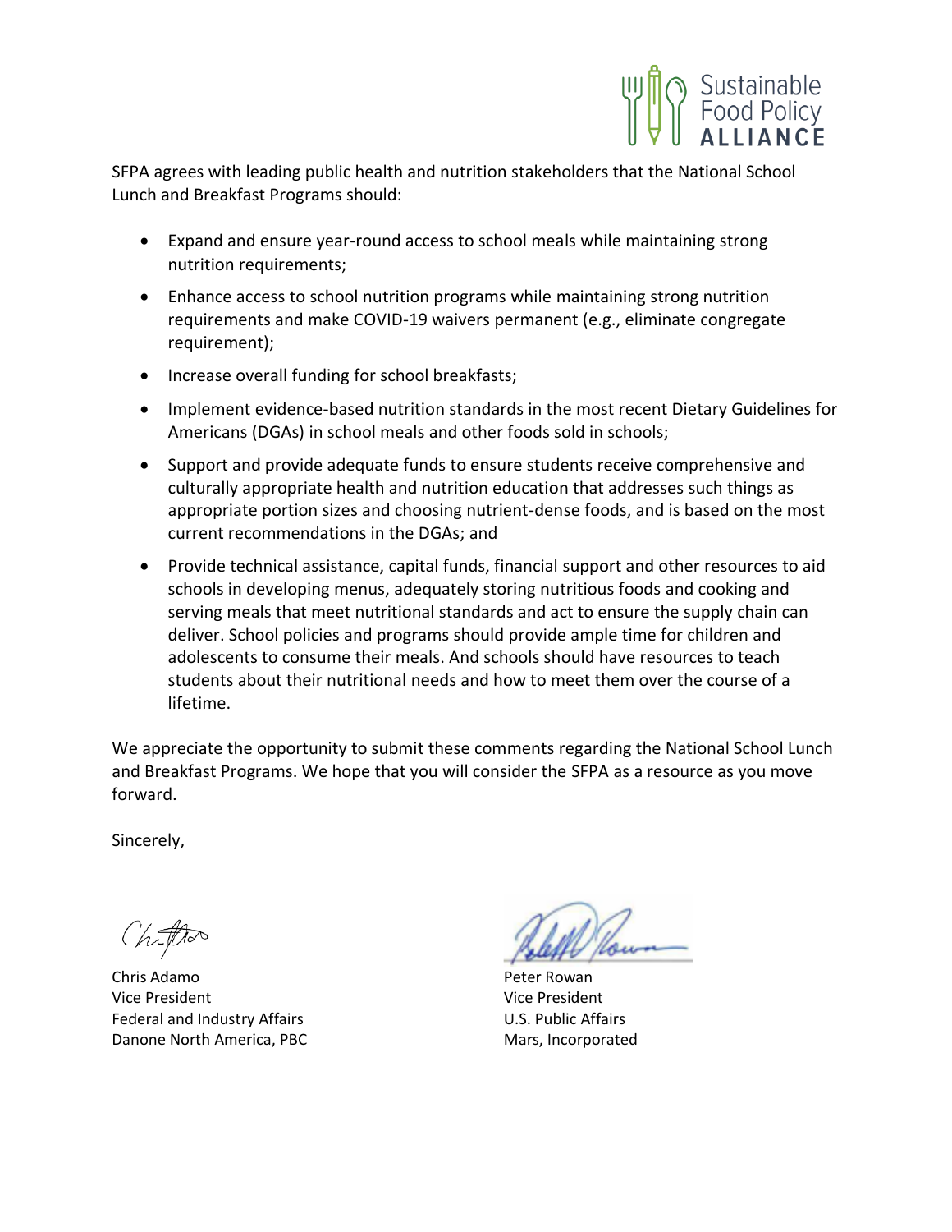SFPA agrees with leading public health and nutrition stakeholders that the National School Lunch and Breakfast Programs should:

- Expand and ensure year-round access to school meals while maintaining strong nutrition requirements;
- Enhance access to school nutrition programs while maintaining strong nutrition requirements and make COVID-19 waivers permanent (e.g., eliminate congregate requirement);
- Increase overall funding for school breakfasts;
- Implement evidence-based nutrition standards in the most recent Dietary Guidelines for Americans (DGAs) in school meals and other foods sold in schools;
- Support and provide adequate funds to ensure students receive comprehensive and culturally appropriate health and nutrition education that addresses such things as appropriate portion sizes and choosing nutrient-dense foods, and is based on the most current recommendations in the DGAs; and
- Provide technical assistance, capital funds, financial support and other resources to aid schools in developing menus, adequately storing nutritious foods and cooking and serving meals that meet nutritional standards and act to ensure the supply chain can deliver. School policies and programs should provide ample time for children and adolescents to consume their meals. And schools should have resources to teach students about their nutritional needs and how to meet them over the course of a lifetime.

We appreciate the opportunity to submit these comments regarding the National School Lunch and Breakfast Programs. We hope that you will consider the SFPA as a resource as you move forward.

Sincerely,

Chris Adamo
Vice President
Federal and Industry Affairs
Danone North America, PBC

Peter Rowan
Vice President
U.S. Public Affairs
Mars, Incorporated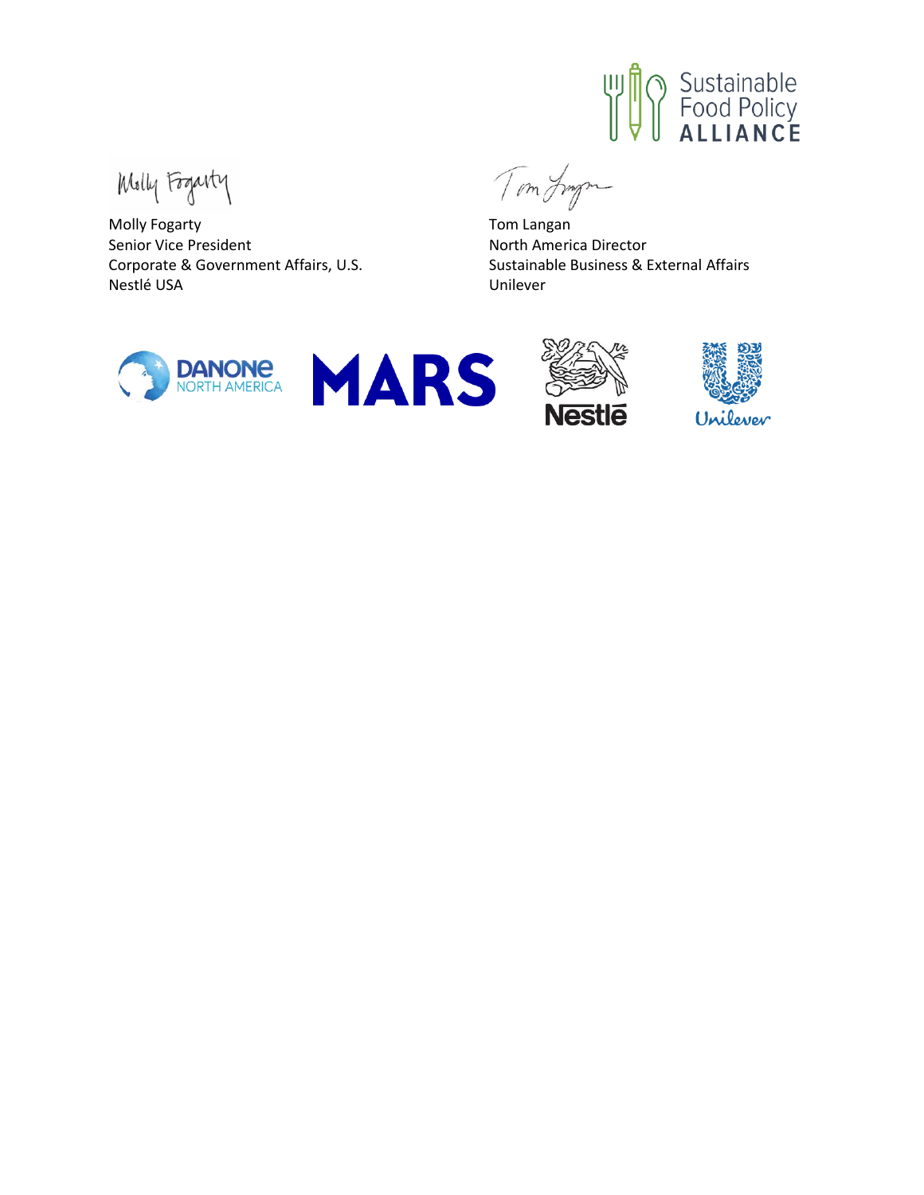Molly Fogarty
Senior Vice President
Corporate & Government Affairs, U.S.
Nestlé USA

Tom Langan
North America Director
Sustainable Business & External Affairs
Unilever